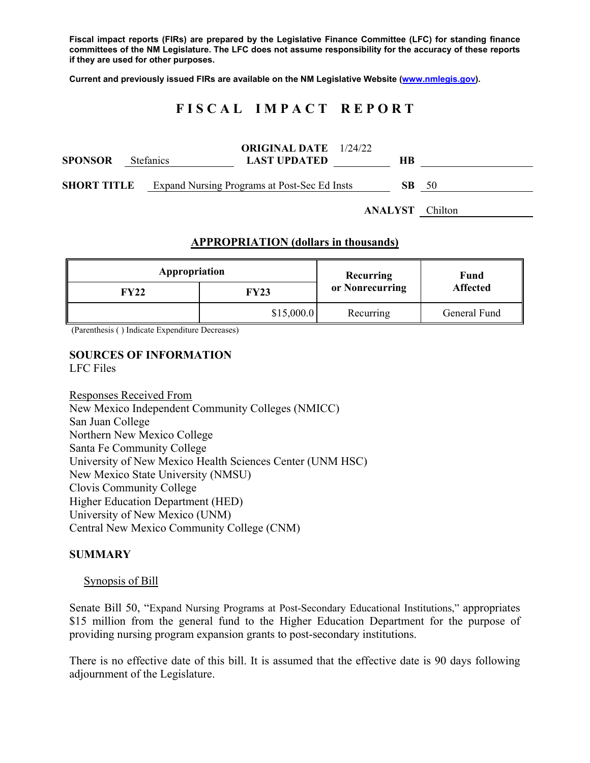**Fiscal impact reports (FIRs) are prepared by the Legislative Finance Committee (LFC) for standing finance committees of the NM Legislature. The LFC does not assume responsibility for the accuracy of these reports if they are used for other purposes.**

**Current and previously issued FIRs are available on the NM Legislative Website (www.nmlegis.gov).**

# F I S C A L   I M P A C T   R E P O R T

**SPONSOR** Stefanics **ORIGINAL DATE** 1/24/22 **LAST UPDATED** **HB**

**SHORT TITLE** Expand Nursing Programs at Post-Sec Ed Insts **SB** 50

**ANALYST** Chilton

## APPROPRIATION (dollars in thousands)

| Appropriation | | Recurring or Nonrecurring | Fund Affected |
|---|---|---|---|
| FY22 | FY23 | | |
| | $15,000.0 | Recurring | General Fund |

(Parenthesis ( ) Indicate Expenditure Decreases)

## SOURCES OF INFORMATION

LFC Files

Responses Received From
New Mexico Independent Community Colleges (NMICC)
San Juan College
Northern New Mexico College
Santa Fe Community College
University of New Mexico Health Sciences Center (UNM HSC)
New Mexico State University (NMSU)
Clovis Community College
Higher Education Department (HED)
University of New Mexico (UNM)
Central New Mexico Community College (CNM)

## SUMMARY

Synopsis of Bill

Senate Bill 50, "Expand Nursing Programs at Post-Secondary Educational Institutions," appropriates $15 million from the general fund to the Higher Education Department for the purpose of providing nursing program expansion grants to post-secondary institutions.

There is no effective date of this bill. It is assumed that the effective date is 90 days following adjournment of the Legislature.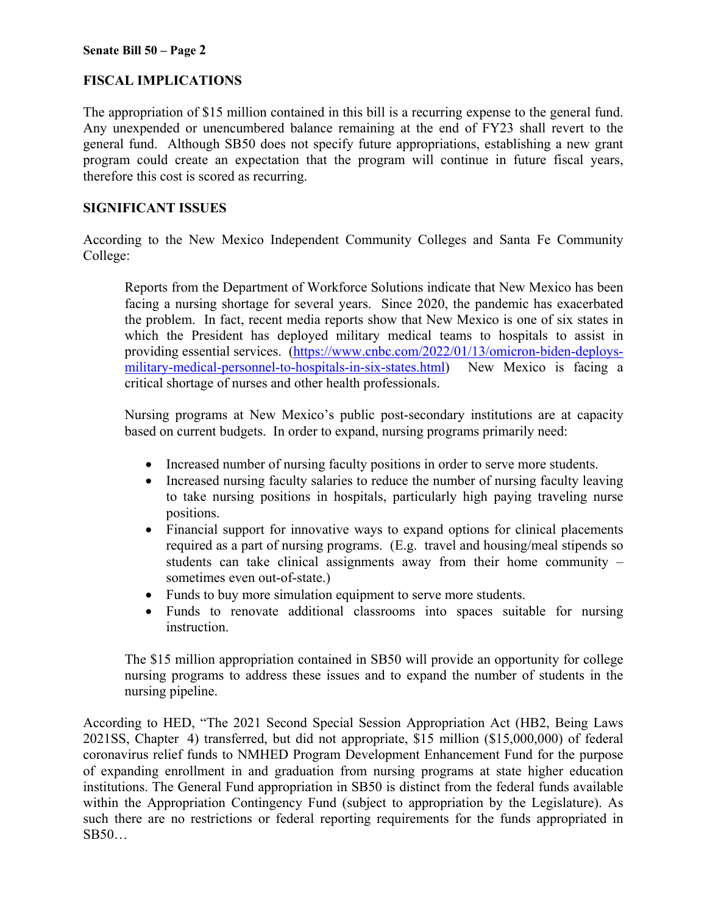## FISCAL IMPLICATIONS

The appropriation of $15 million contained in this bill is a recurring expense to the general fund. Any unexpended or unencumbered balance remaining at the end of FY23 shall revert to the general fund. Although SB50 does not specify future appropriations, establishing a new grant program could create an expectation that the program will continue in future fiscal years, therefore this cost is scored as recurring.

## SIGNIFICANT ISSUES

According to the New Mexico Independent Community Colleges and Santa Fe Community College:

> Reports from the Department of Workforce Solutions indicate that New Mexico has been facing a nursing shortage for several years. Since 2020, the pandemic has exacerbated the problem. In fact, recent media reports show that New Mexico is one of six states in which the President has deployed military medical teams to hospitals to assist in providing essential services. ([https://www.cnbc.com/2022/01/13/omicron-biden-deploys-military-medical-personnel-to-hospitals-in-six-states.html](https://www.cnbc.com/2022/01/13/omicron-biden-deploys-military-medical-personnel-to-hospitals-in-six-states.html)) New Mexico is facing a critical shortage of nurses and other health professionals.
>
> Nursing programs at New Mexico's public post-secondary institutions are at capacity based on current budgets. In order to expand, nursing programs primarily need:
>
> - Increased number of nursing faculty positions in order to serve more students.
> - Increased nursing faculty salaries to reduce the number of nursing faculty leaving to take nursing positions in hospitals, particularly high paying traveling nurse positions.
> - Financial support for innovative ways to expand options for clinical placements required as a part of nursing programs. (E.g. travel and housing/meal stipends so students can take clinical assignments away from their home community – sometimes even out-of-state.)
> - Funds to buy more simulation equipment to serve more students.
> - Funds to renovate additional classrooms into spaces suitable for nursing instruction.
>
> The $15 million appropriation contained in SB50 will provide an opportunity for college nursing programs to address these issues and to expand the number of students in the nursing pipeline.

According to HED, "The 2021 Second Special Session Appropriation Act (HB2, Being Laws 2021SS, Chapter 4) transferred, but did not appropriate, $15 million ($15,000,000) of federal coronavirus relief funds to NMHED Program Development Enhancement Fund for the purpose of expanding enrollment in and graduation from nursing programs at state higher education institutions. The General Fund appropriation in SB50 is distinct from the federal funds available within the Appropriation Contingency Fund (subject to appropriation by the Legislature). As such there are no restrictions or federal reporting requirements for the funds appropriated in SB50…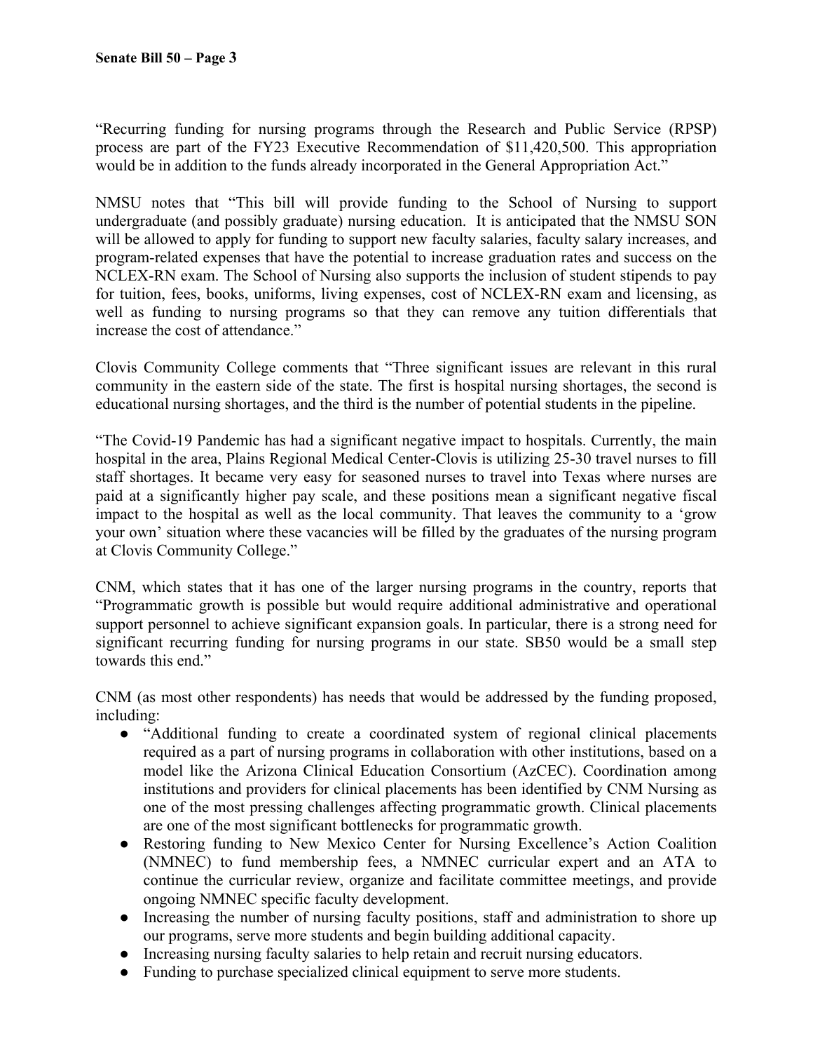"Recurring funding for nursing programs through the Research and Public Service (RPSP) process are part of the FY23 Executive Recommendation of $11,420,500. This appropriation would be in addition to the funds already incorporated in the General Appropriation Act."

NMSU notes that "This bill will provide funding to the School of Nursing to support undergraduate (and possibly graduate) nursing education. It is anticipated that the NMSU SON will be allowed to apply for funding to support new faculty salaries, faculty salary increases, and program-related expenses that have the potential to increase graduation rates and success on the NCLEX-RN exam. The School of Nursing also supports the inclusion of student stipends to pay for tuition, fees, books, uniforms, living expenses, cost of NCLEX-RN exam and licensing, as well as funding to nursing programs so that they can remove any tuition differentials that increase the cost of attendance."

Clovis Community College comments that "Three significant issues are relevant in this rural community in the eastern side of the state. The first is hospital nursing shortages, the second is educational nursing shortages, and the third is the number of potential students in the pipeline.

"The Covid-19 Pandemic has had a significant negative impact to hospitals. Currently, the main hospital in the area, Plains Regional Medical Center-Clovis is utilizing 25-30 travel nurses to fill staff shortages. It became very easy for seasoned nurses to travel into Texas where nurses are paid at a significantly higher pay scale, and these positions mean a significant negative fiscal impact to the hospital as well as the local community. That leaves the community to a 'grow your own' situation where these vacancies will be filled by the graduates of the nursing program at Clovis Community College."

CNM, which states that it has one of the larger nursing programs in the country, reports that "Programmatic growth is possible but would require additional administrative and operational support personnel to achieve significant expansion goals. In particular, there is a strong need for significant recurring funding for nursing programs in our state. SB50 would be a small step towards this end."

CNM (as most other respondents) has needs that would be addressed by the funding proposed, including:

- "Additional funding to create a coordinated system of regional clinical placements required as a part of nursing programs in collaboration with other institutions, based on a model like the Arizona Clinical Education Consortium (AzCEC). Coordination among institutions and providers for clinical placements has been identified by CNM Nursing as one of the most pressing challenges affecting programmatic growth. Clinical placements are one of the most significant bottlenecks for programmatic growth.
- Restoring funding to New Mexico Center for Nursing Excellence's Action Coalition (NMNEC) to fund membership fees, a NMNEC curricular expert and an ATA to continue the curricular review, organize and facilitate committee meetings, and provide ongoing NMNEC specific faculty development.
- Increasing the number of nursing faculty positions, staff and administration to shore up our programs, serve more students and begin building additional capacity.
- Increasing nursing faculty salaries to help retain and recruit nursing educators.
- Funding to purchase specialized clinical equipment to serve more students.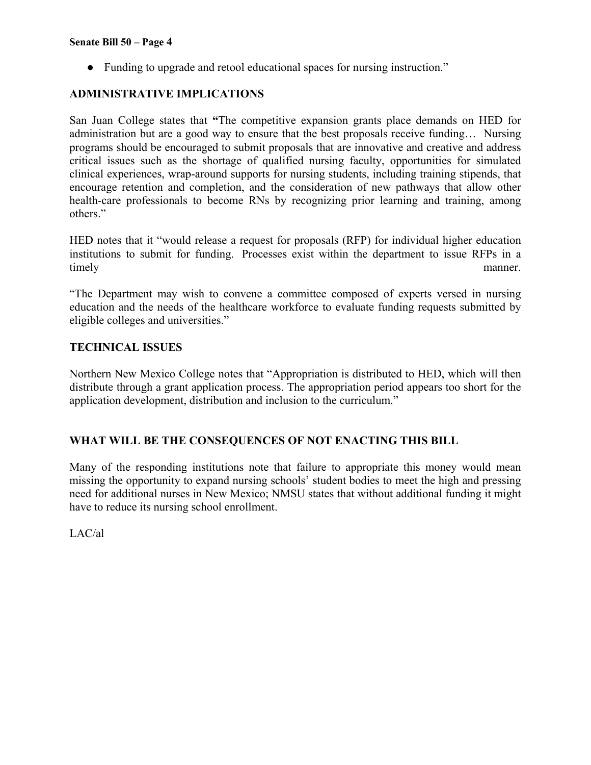- Funding to upgrade and retool educational spaces for nursing instruction."

## ADMINISTRATIVE IMPLICATIONS

San Juan College states that **"**The competitive expansion grants place demands on HED for administration but are a good way to ensure that the best proposals receive funding… Nursing programs should be encouraged to submit proposals that are innovative and creative and address critical issues such as the shortage of qualified nursing faculty, opportunities for simulated clinical experiences, wrap-around supports for nursing students, including training stipends, that encourage retention and completion, and the consideration of new pathways that allow other health-care professionals to become RNs by recognizing prior learning and training, among others."

HED notes that it "would release a request for proposals (RFP) for individual higher education institutions to submit for funding. Processes exist within the department to issue RFPs in a timely manner.

"The Department may wish to convene a committee composed of experts versed in nursing education and the needs of the healthcare workforce to evaluate funding requests submitted by eligible colleges and universities."

## TECHNICAL ISSUES

Northern New Mexico College notes that "Appropriation is distributed to HED, which will then distribute through a grant application process. The appropriation period appears too short for the application development, distribution and inclusion to the curriculum."

## WHAT WILL BE THE CONSEQUENCES OF NOT ENACTING THIS BILL

Many of the responding institutions note that failure to appropriate this money would mean missing the opportunity to expand nursing schools' student bodies to meet the high and pressing need for additional nurses in New Mexico; NMSU states that without additional funding it might have to reduce its nursing school enrollment.

LAC/al